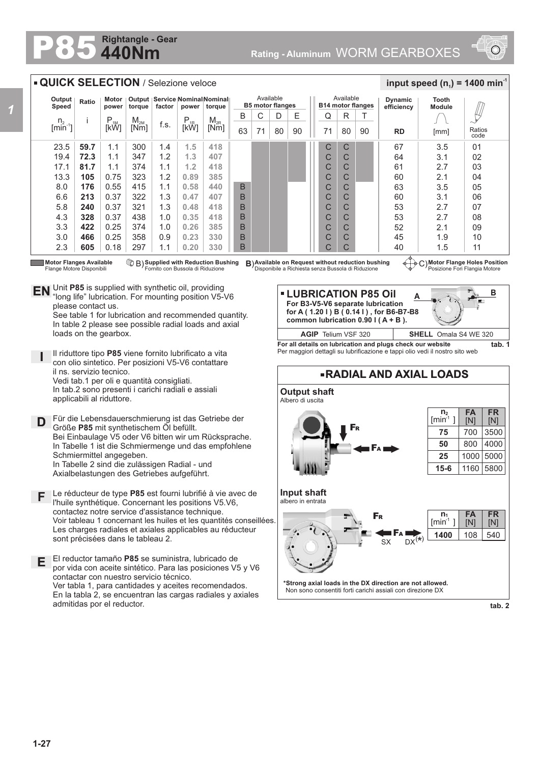# P85 440Nm

**Rightangle - Gear** · **Rating - Aluminum** WORM GEARBOXES

## QUICK SELECTION / Selezione veloce

**input speed ($n_1$) = 1400 min$^{-1}$**

| Output Speed | Ratio | Motor power | Output torque | Service factor | Nominal power | Nominal torque | Available B5 motor flanges | | | | Available B14 motor flanges | | | Dynamic efficiency | Tooth Module | |
|---|---|---|---|---|---|---|---|---|---|---|---|---|---|---|---|---|
| | | | | | | | B | C | D | E | Q | R | T | | | |
| $n_2$ [min$^{-1}$] | i | $P_{1M}$ [kW] | $M_{2M}$ [Nm] | f.s. | $P_{1R}$ [kW] | $M_{2R}$ [Nm] | 63 | 71 | 80 | 90 | 71 | 80 | 90 | RD | [mm] | Ratios code |
| 23.5 | **59.7** | 1.1 | 300 | 1.4 | 1.5 | 418 | | | | | C | C | | 67 | 3.5 | 01 |
| 19.4 | **72.3** | 1.1 | 347 | 1.2 | 1.3 | 407 | | | | | C | C | | 64 | 3.1 | 02 |
| 17.1 | **81.7** | 1.1 | 374 | 1.1 | 1.2 | 418 | | | | | C | C | | 61 | 2.7 | 03 |
| 13.3 | **105** | 0.75 | 323 | 1.2 | 0.89 | 385 | | | | | C | C | | 60 | 2.1 | 04 |
| 8.0 | **176** | 0.55 | 415 | 1.1 | 0.58 | 440 | B | | | | C | C | | 63 | 3.5 | 05 |
| 6.6 | **213** | 0.37 | 322 | 1.3 | 0.47 | 407 | B | | | | C | C | | 60 | 3.1 | 06 |
| 5.8 | **240** | 0.37 | 321 | 1.3 | 0.48 | 418 | B | | | | C | C | | 53 | 2.7 | 07 |
| 4.3 | **328** | 0.37 | 438 | 1.0 | 0.35 | 418 | B | | | | C | C | | 53 | 2.7 | 08 |
| 3.3 | **422** | 0.25 | 374 | 1.0 | 0.26 | 385 | B | | | | C | C | | 52 | 2.1 | 09 |
| 3.0 | **466** | 0.25 | 358 | 0.9 | 0.23 | 330 | B | | | | C | C | | 45 | 1.9 | 10 |
| 2.3 | **605** | 0.18 | 297 | 1.1 | 0.20 | 330 | B | | | | C | C | | 40 | 1.5 | 11 |

**Motor Flanges Available** / Flange Motore Disponibili
B) **Supplied with Reduction Bushing** / Fornito con Bussola di Riduzione
**B)** **Available on Request without reduction bushing** / Disponibile a Richiesta senza Bussola di Riduzione
C) **Motor Flange Holes Position** / Posizione Fori Flangia Motore

**EN** Unit **P85** is supplied with synthetic oil, providing "long life" lubrication. For mounting position V5-V6 please contact us.
See table 1 for lubrication and recommended quantity.
In table 2 please see possible radial loads and axial loads on the gearbox.

**I** Il riduttore tipo **P85** viene fornito lubrificato a vita con olio sintetico. Per posizioni V5-V6 contattare il ns. servizio tecnico.
Vedi tab.1 per oli e quantità consigliati.
In tab.2 sono presenti i carichi radiali e assiali applicabili al riduttore.

**D** Für die Lebensdauerschmierung ist das Getriebe der Größe **P85** mit synthetischem Öl befüllt.
Bei Einbaulage V5 oder V6 bitten wir um Rücksprache.
In Tabelle 1 ist die Schmiermenge und das empfohlene Schmiermittel angegeben.
In Tabelle 2 sind die zulässigen Radial - und Axialbelastungen des Getriebes aufgeführt.

**F** Le réducteur de type **P85** est fourni lubrifié à vie avec de l'huile synthétique. Concernant les positions V5.V6, contactez notre service d'assistance technique.
Voir tableau 1 concernant les huiles et les quantités conseillées.
Les charges radiales et axiales applicables au réducteur sont précisées dans le tableau 2.

**E** El reductor tamaño **P85** se suministra, lubricado de por vida con aceite sintético. Para las posiciones V5 y V6 contactar con nuestro servicio técnico.
Ver tabla 1, para cantidades y aceites recomendados.
En la tabla 2, se encuentran las cargas radiales y axiales admitidas por el reductor.

## LUBRICATION P85 Oil

**For B3-V5-V6 separate lubrication for A ( 1.20 l ) B ( 0.14 l ) , for B6-B7-B8 common lubrication 0.90 l ( A + B ).**

| AGIP Telium VSF 320 | SHELL Omala S4 WE 320 |
|---|---|

**For all details on lubrication and plugs check our website**
Per maggiori dettagli su lubrificazione e tappi olio vedi il nostro sito web

**tab. 1**

## RADIAL AND AXIAL LOADS

**Output shaft**
Albero di uscita

| $n_2$ [min$^{-1}$] | FA [N] | FR [N] |
|---|---|---|
| **75** | 700 | 3500 |
| **50** | 800 | 4000 |
| **25** | 1000 | 5000 |
| **15-6** | 1160 | 5800 |

**Input shaft**
albero in entrata

| $n_1$ [min$^{-1}$] | FA [N] | FR [N] |
|---|---|---|
| **1400** | 108 | 540 |

SX DX(*)

**\*Strong axial loads in the DX direction are not allowed.**
Non sono consentiti forti carichi assiali con direzione DX

**tab. 2**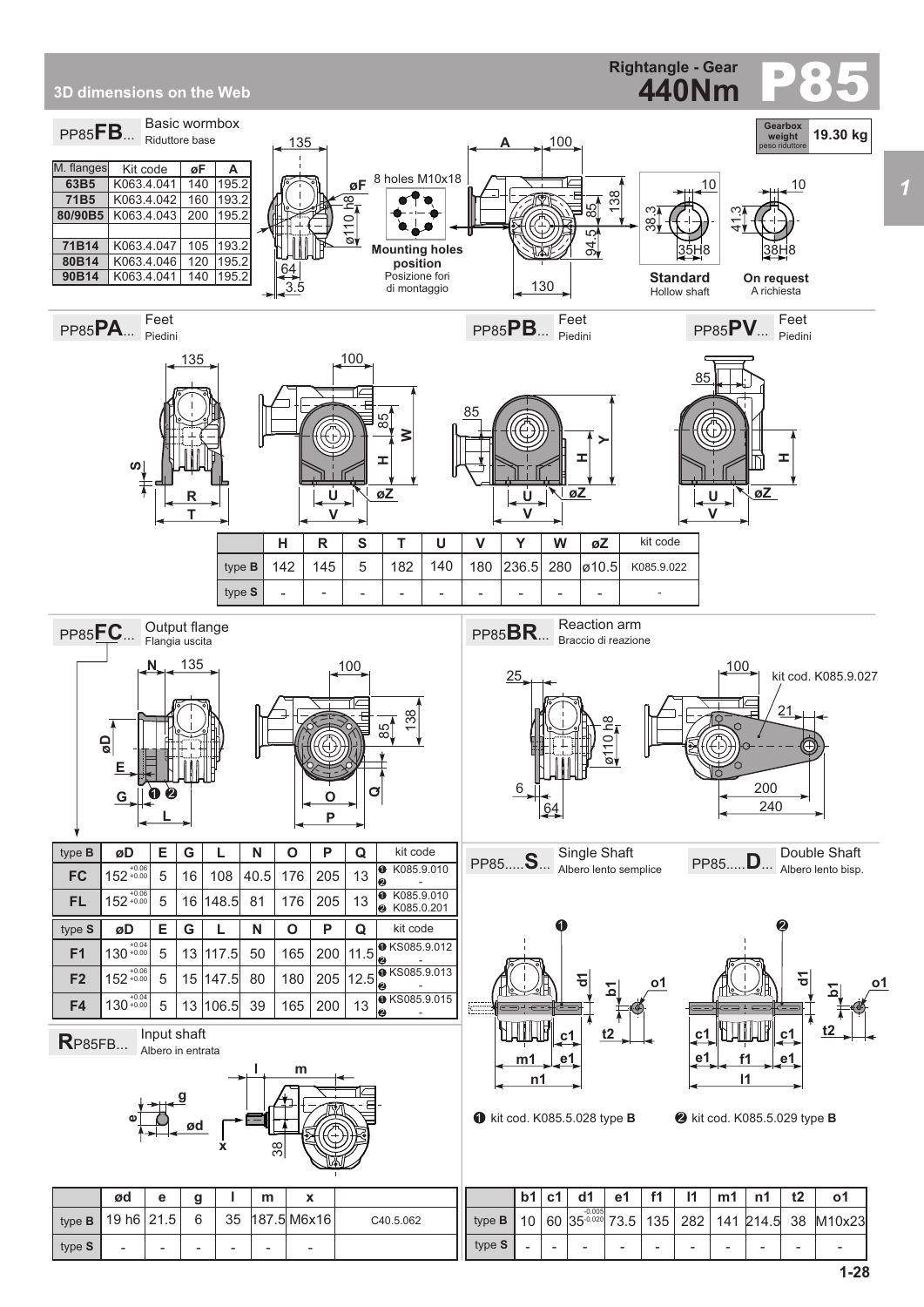# P85 Rightangle - Gear 440Nm

3D dimensions on the Web

Gearbox weight / peso riduttore: **19.30 kg**

## PP85**FB**... Basic wormbox
Riduttore base

| M. flanges | Kit code | øF | A |
|---|---|---|---|
| 63B5 | K063.4.041 | 140 | 195.2 |
| 71B5 | K063.4.042 | 160 | 193.2 |
| 80/90B5 | K063.4.043 | 200 | 195.2 |
| | | | |
| 71B14 | K063.4.047 | 105 | 193.2 |
| 80B14 | K063.4.046 | 120 | 195.2 |
| 90B14 | K063.4.041 | 140 | 195.2 |

8 holes M10x18

**Mounting holes position**
Posizione fori di montaggio

135, 100, A, øF, ø110 h8, 64, 3.5, 85, 138, 94.5, 130, 10, 38.3, 35H8, 41.3, 38H8

**Standard**
Hollow shaft

**On request**
A richiesta

## PP85**PA**... Feet
Piedini

## PP85**PB**... Feet
Piedini

## PP85**PV**... Feet
Piedini

| | H | R | S | T | U | V | Y | W | øZ | kit code |
|---|---|---|---|---|---|---|---|---|---|---|
| type **B** | 142 | 145 | 5 | 182 | 140 | 180 | 236.5 | 280 | ø10.5 | K085.9.022 |
| type **S** | - | - | - | - | - | - | - | - | - | - |

## PP85**FC**... Output flange
Flangia uscita

| type **B** | øD | E | G | L | N | O | P | Q | kit code |
|---|---|---|---|---|---|---|---|---|---|
| **FC** | 152 $^{+0.06}_{+0.00}$ | 5 | 16 | 108 | 40.5 | 176 | 205 | 13 | ❶ K085.9.010 ❷ - |
| **FL** | 152 $^{+0.06}_{+0.00}$ | 5 | 16 | 148.5 | 81 | 176 | 205 | 13 | ❶ K085.9.010 ❷ K085.0.201 |

| type **S** | øD | E | G | L | N | O | P | Q | kit code |
|---|---|---|---|---|---|---|---|---|---|
| **F1** | 130 $^{+0.04}_{+0.00}$ | 5 | 13 | 117.5 | 50 | 165 | 200 | 11.5 | ❶ KS085.9.012 ❷ - |
| **F2** | 152 $^{+0.06}_{+0.00}$ | 5 | 15 | 147.5 | 80 | 180 | 205 | 12.5 | ❶ KS085.9.013 ❷ - |
| **F4** | 130 $^{+0.04}_{+0.00}$ | 5 | 13 | 106.5 | 39 | 165 | 200 | 13 | ❶ KS085.9.015 ❷ - |

## PP85**BR**... Reaction arm
Braccio di reazione

25, 6, 64, ø110 h8, 100, 21, 200, 240

kit cod. K085.9.027

## **R**P85FB... Input shaft
Albero in entrata

| | ød | e | g | l | m | x | |
|---|---|---|---|---|---|---|---|
| type **B** | 19 h6 | 21.5 | 6 | 35 | 187.5 | M6x16 | C40.5.062 |
| type **S** | - | - | - | - | - | - | |

## PP85.....**S**... Single Shaft
Albero lento semplice

## PP85.....**D**... Double Shaft
Albero lento bisp.

❶ kit cod. K085.5.028 type **B**

❷ kit cod. K085.5.029 type **B**

| | b1 | c1 | d1 | e1 | f1 | l1 | m1 | n1 | t2 | o1 |
|---|---|---|---|---|---|---|---|---|---|---|
| type **B** | 10 | 60 | 35 $^{-0.005}_{-0.020}$ | 73.5 | 135 | 282 | 141 | 214.5 | 38 | M10x23 |
| type **S** | - | - | - | - | - | - | - | - | - | - |